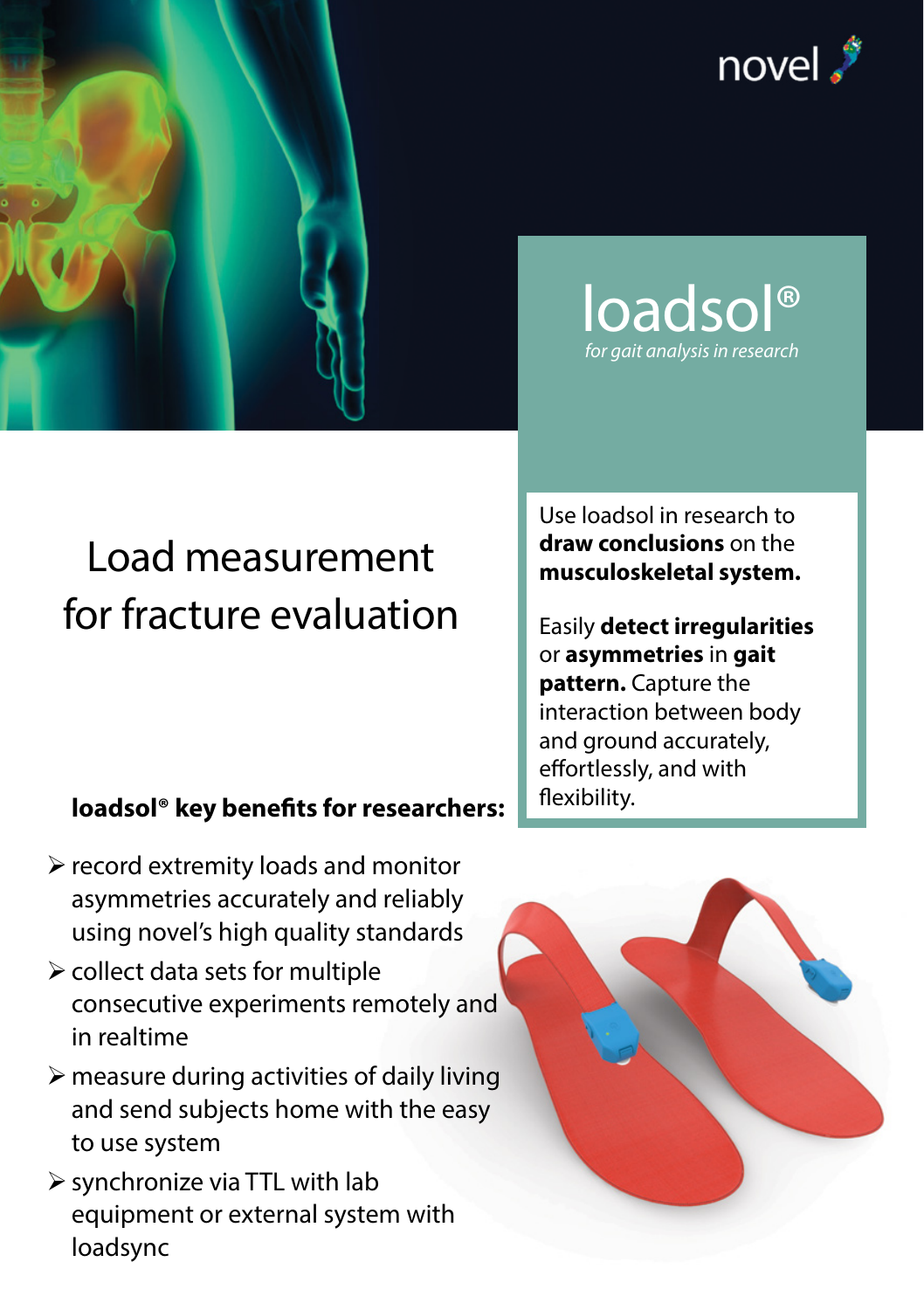novel

# loadsol®

*for gait analysis in research*

# Load measurement for fracture evaluation

Use loadsol in research to **draw conclusions** on the **musculoskeletal system.**

Easily **detect irregularities** or **asymmetries** in **gait pattern.** Capture the interaction between body and ground accurately, effortlessly, and with flexibility.

**loadsol® key benefits for researchers:**

- record extremity loads and monitor asymmetries accurately and reliably using novel's high quality standards
- collect data sets for multiple consecutive experiments remotely and in realtime
- measure during activities of daily living and send subjects home with the easy to use system
- synchronize via TTL with lab equipment or external system with loadsync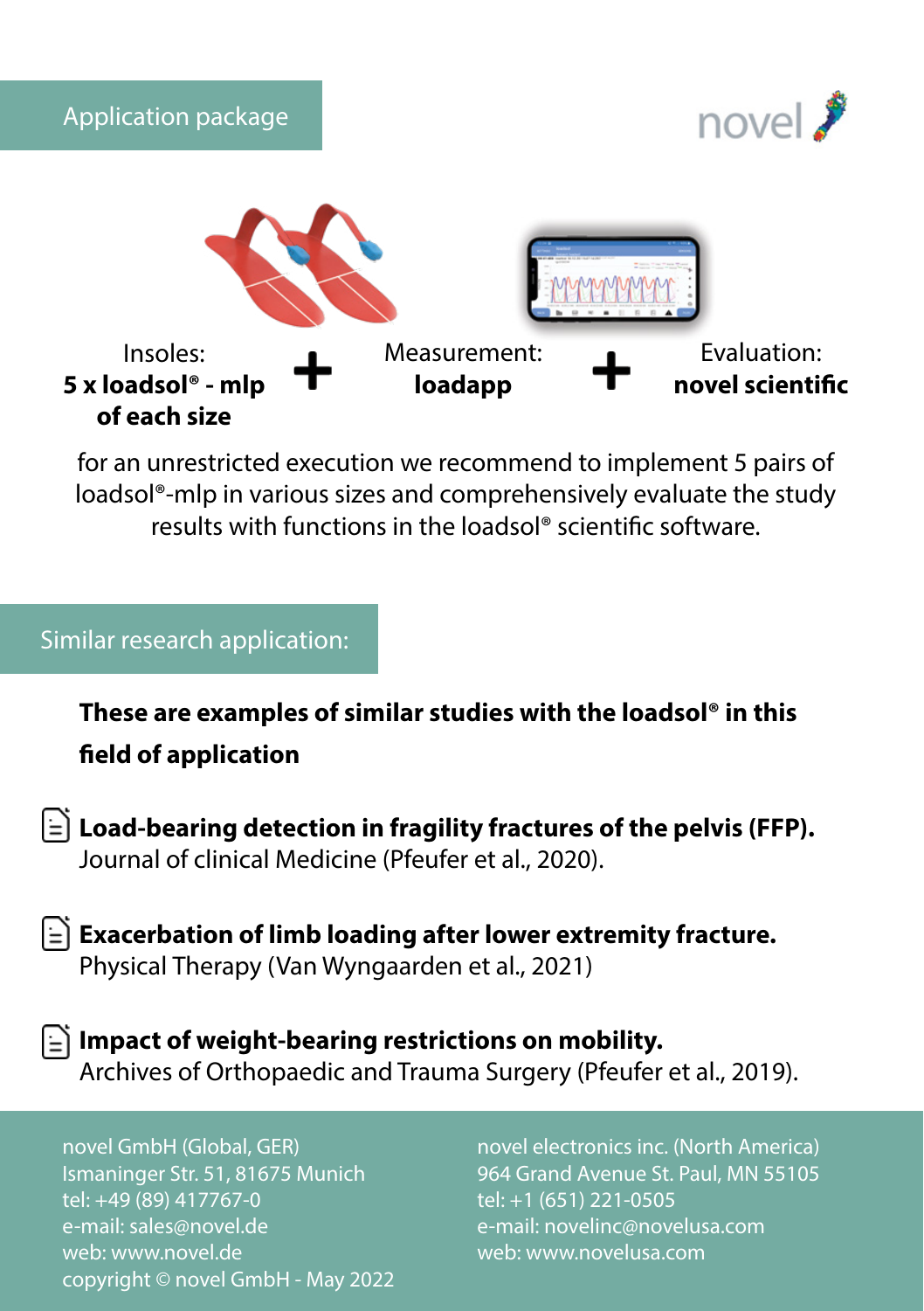## Application package

novel

Insoles:
**5 x loadsol® - mlp of each size**

+

Measurement:
**loadapp**

+

Evaluation:
**novel scientific**

for an unrestricted execution we recommend to implement 5 pairs of loadsol®-mlp in various sizes and comprehensively evaluate the study results with functions in the loadsol® scientific software.

## Similar research application:

**These are examples of similar studies with the loadsol® in this field of application**

- **Load-bearing detection in fragility fractures of the pelvis (FFP).**
  Journal of clinical Medicine (Pfeufer et al., 2020).

- **Exacerbation of limb loading after lower extremity fracture.**
  Physical Therapy (Van Wyngaarden et al., 2021)

- **Impact of weight-bearing restrictions on mobility.**
  Archives of Orthopaedic and Trauma Surgery (Pfeufer et al., 2019).

novel GmbH (Global, GER)
Ismaninger Str. 51, 81675 Munich
tel: +49 (89) 417767-0
e-mail: sales@novel.de
web: www.novel.de
copyright © novel GmbH - May 2022

novel electronics inc. (North America)
964 Grand Avenue St. Paul, MN 55105
tel: +1 (651) 221-0505
e-mail: novelinc@novelusa.com
web: www.novelusa.com